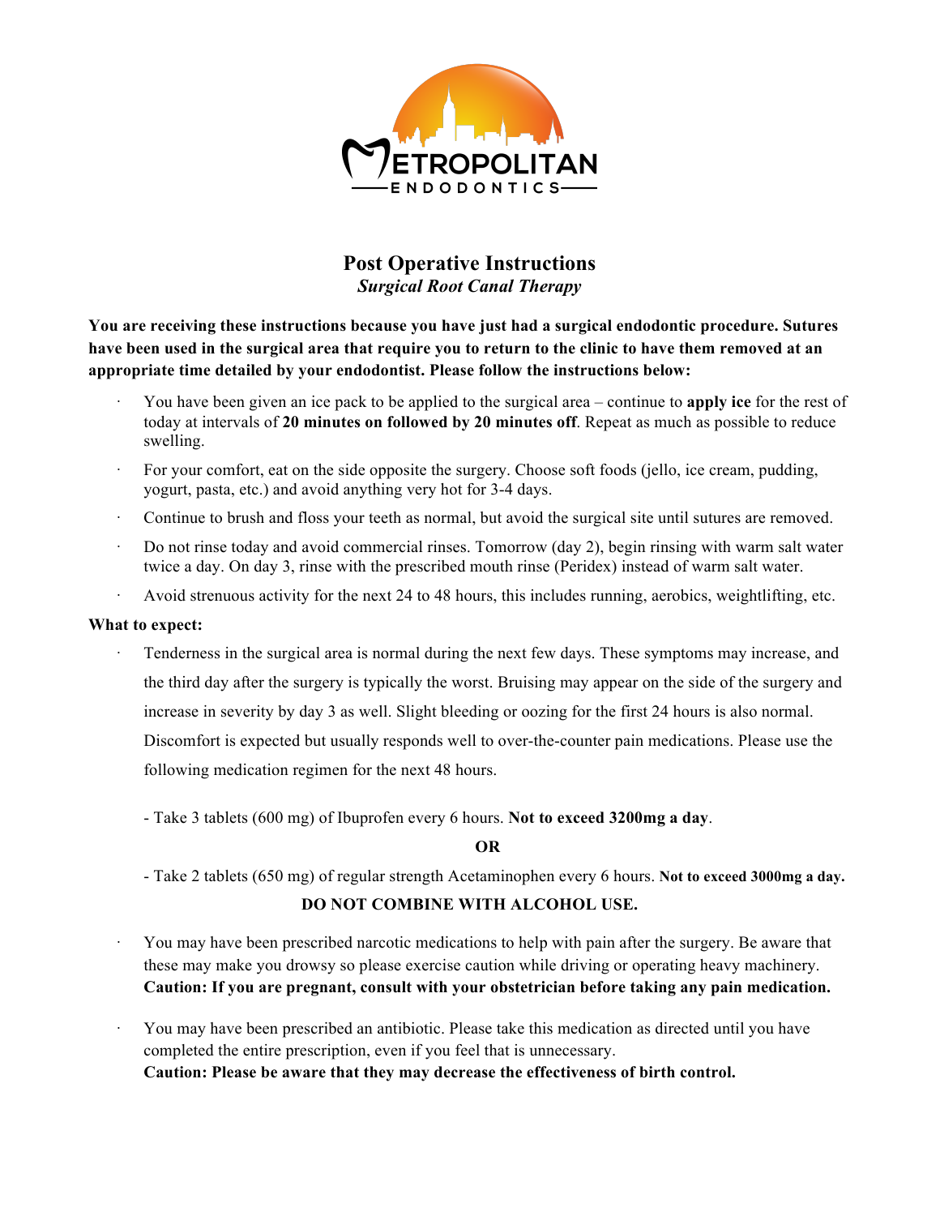METROPOLITAN ENDODONTICS

# Post Operative Instructions

## *Surgical Root Canal Therapy*

**You are receiving these instructions because you have just had a surgical endodontic procedure. Sutures have been used in the surgical area that require you to return to the clinic to have them removed at an appropriate time detailed by your endodontist. Please follow the instructions below:**

- You have been given an ice pack to be applied to the surgical area – continue to **apply ice** for the rest of today at intervals of **20 minutes on followed by 20 minutes off**. Repeat as much as possible to reduce swelling.
- For your comfort, eat on the side opposite the surgery. Choose soft foods (jello, ice cream, pudding, yogurt, pasta, etc.) and avoid anything very hot for 3-4 days.
- Continue to brush and floss your teeth as normal, but avoid the surgical site until sutures are removed.
- Do not rinse today and avoid commercial rinses. Tomorrow (day 2), begin rinsing with warm salt water twice a day. On day 3, rinse with the prescribed mouth rinse (Peridex) instead of warm salt water.
- Avoid strenuous activity for the next 24 to 48 hours, this includes running, aerobics, weightlifting, etc.

**What to expect:**

- Tenderness in the surgical area is normal during the next few days. These symptoms may increase, and the third day after the surgery is typically the worst. Bruising may appear on the side of the surgery and increase in severity by day 3 as well. Slight bleeding or oozing for the first 24 hours is also normal. Discomfort is expected but usually responds well to over-the-counter pain medications. Please use the following medication regimen for the next 48 hours.

  - Take 3 tablets (600 mg) of Ibuprofen every 6 hours. **Not to exceed 3200mg a day**.

  **OR**

  - Take 2 tablets (650 mg) of regular strength Acetaminophen every 6 hours. **Not to exceed 3000mg a day.**

  **DO NOT COMBINE WITH ALCOHOL USE.**

- You may have been prescribed narcotic medications to help with pain after the surgery. Be aware that these may make you drowsy so please exercise caution while driving or operating heavy machinery. **Caution: If you are pregnant, consult with your obstetrician before taking any pain medication.**

- You may have been prescribed an antibiotic. Please take this medication as directed until you have completed the entire prescription, even if you feel that is unnecessary.
  **Caution: Please be aware that they may decrease the effectiveness of birth control.**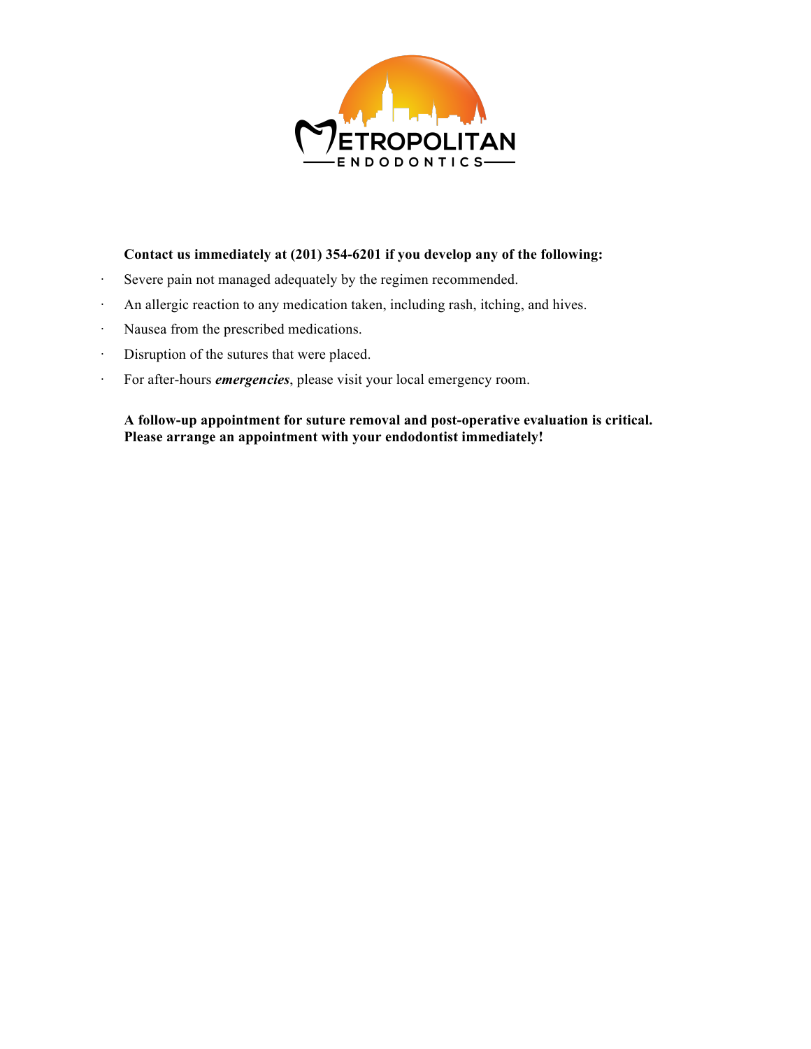**Contact us immediately at (201) 354-6201 if you develop any of the following:**

- Severe pain not managed adequately by the regimen recommended.
- An allergic reaction to any medication taken, including rash, itching, and hives.
- Nausea from the prescribed medications.
- Disruption of the sutures that were placed.
- For after-hours ***emergencies***, please visit your local emergency room.

**A follow-up appointment for suture removal and post-operative evaluation is critical. Please arrange an appointment with your endodontist immediately!**